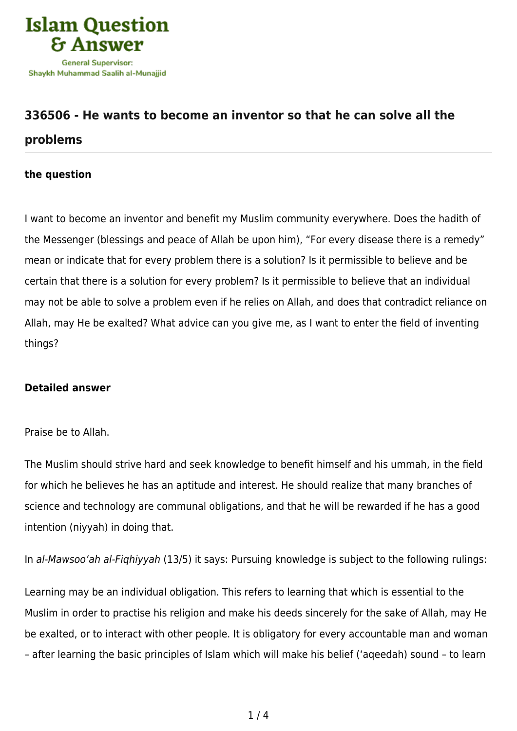# Islam Question & Answer

General Supervisor: Shaykh Muhammad Saalih al-Munajjid

## 336506 - He wants to become an inventor so that he can solve all the problems

### the question

I want to become an inventor and benefit my Muslim community everywhere. Does the hadith of the Messenger (blessings and peace of Allah be upon him), "For every disease there is a remedy" mean or indicate that for every problem there is a solution? Is it permissible to believe and be certain that there is a solution for every problem? Is it permissible to believe that an individual may not be able to solve a problem even if he relies on Allah, and does that contradict reliance on Allah, may He be exalted? What advice can you give me, as I want to enter the field of inventing things?

### Detailed answer

Praise be to Allah.

The Muslim should strive hard and seek knowledge to benefit himself and his ummah, in the field for which he believes he has an aptitude and interest. He should realize that many branches of science and technology are communal obligations, and that he will be rewarded if he has a good intention (niyyah) in doing that.

In *al-Mawsoo'ah al-Fiqhiyyah* (13/5) it says: Pursuing knowledge is subject to the following rulings:

Learning may be an individual obligation. This refers to learning that which is essential to the Muslim in order to practise his religion and make his deeds sincerely for the sake of Allah, may He be exalted, or to interact with other people. It is obligatory for every accountable man and woman – after learning the basic principles of Islam which will make his belief ('aqeedah) sound – to learn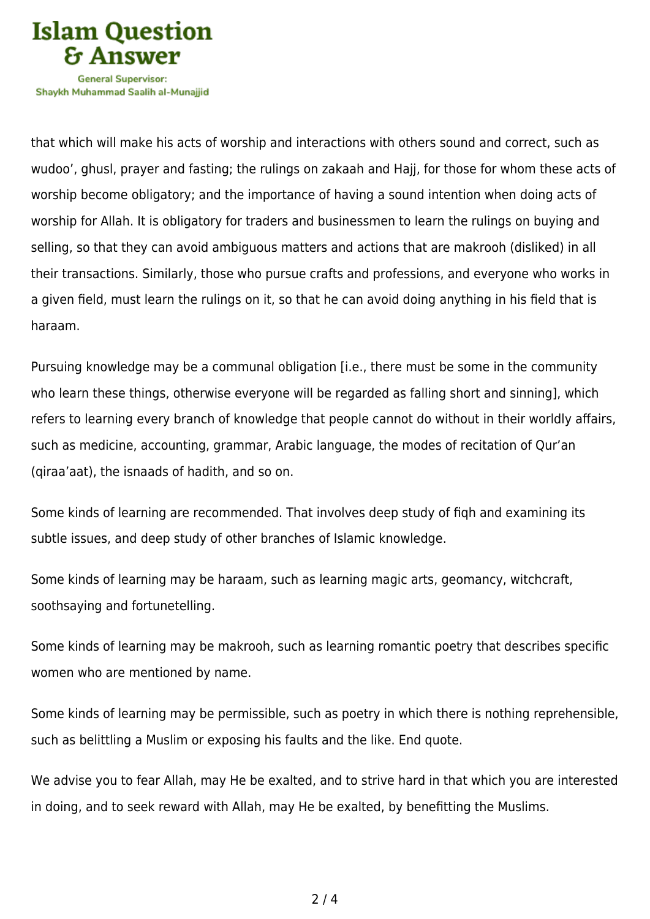that which will make his acts of worship and interactions with others sound and correct, such as wudoo', ghusl, prayer and fasting; the rulings on zakaah and Hajj, for those for whom these acts of worship become obligatory; and the importance of having a sound intention when doing acts of worship for Allah. It is obligatory for traders and businessmen to learn the rulings on buying and selling, so that they can avoid ambiguous matters and actions that are makrooh (disliked) in all their transactions. Similarly, those who pursue crafts and professions, and everyone who works in a given field, must learn the rulings on it, so that he can avoid doing anything in his field that is haraam.

Pursuing knowledge may be a communal obligation [i.e., there must be some in the community who learn these things, otherwise everyone will be regarded as falling short and sinning], which refers to learning every branch of knowledge that people cannot do without in their worldly affairs, such as medicine, accounting, grammar, Arabic language, the modes of recitation of Qur'an (qiraa'aat), the isnaads of hadith, and so on.

Some kinds of learning are recommended. That involves deep study of fiqh and examining its subtle issues, and deep study of other branches of Islamic knowledge.

Some kinds of learning may be haraam, such as learning magic arts, geomancy, witchcraft, soothsaying and fortunetelling.

Some kinds of learning may be makrooh, such as learning romantic poetry that describes specific women who are mentioned by name.

Some kinds of learning may be permissible, such as poetry in which there is nothing reprehensible, such as belittling a Muslim or exposing his faults and the like. End quote.

We advise you to fear Allah, may He be exalted, and to strive hard in that which you are interested in doing, and to seek reward with Allah, may He be exalted, by benefitting the Muslims.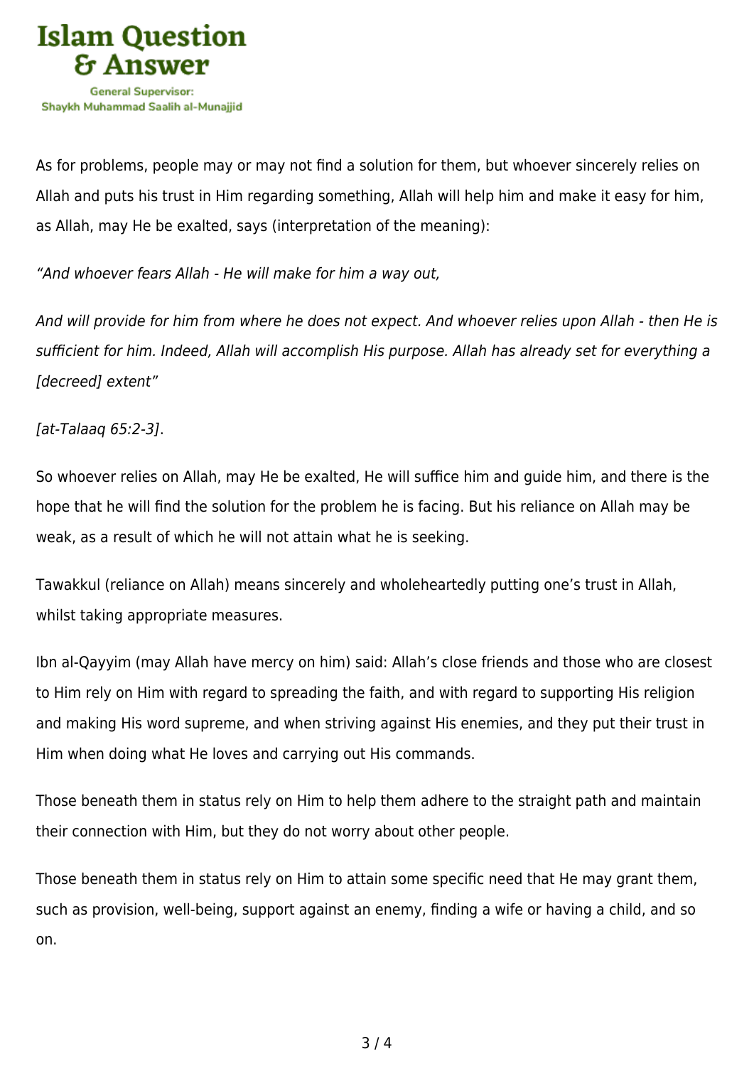As for problems, people may or may not find a solution for them, but whoever sincerely relies on Allah and puts his trust in Him regarding something, Allah will help him and make it easy for him, as Allah, may He be exalted, says (interpretation of the meaning):

*"And whoever fears Allah - He will make for him a way out,*

*And will provide for him from where he does not expect. And whoever relies upon Allah - then He is sufficient for him. Indeed, Allah will accomplish His purpose. Allah has already set for everything a [decreed] extent"*

*[at-Talaaq 65:2-3]*.

So whoever relies on Allah, may He be exalted, He will suffice him and guide him, and there is the hope that he will find the solution for the problem he is facing. But his reliance on Allah may be weak, as a result of which he will not attain what he is seeking.

Tawakkul (reliance on Allah) means sincerely and wholeheartedly putting one's trust in Allah, whilst taking appropriate measures.

Ibn al-Qayyim (may Allah have mercy on him) said: Allah's close friends and those who are closest to Him rely on Him with regard to spreading the faith, and with regard to supporting His religion and making His word supreme, and when striving against His enemies, and they put their trust in Him when doing what He loves and carrying out His commands.

Those beneath them in status rely on Him to help them adhere to the straight path and maintain their connection with Him, but they do not worry about other people.

Those beneath them in status rely on Him to attain some specific need that He may grant them, such as provision, well-being, support against an enemy, finding a wife or having a child, and so on.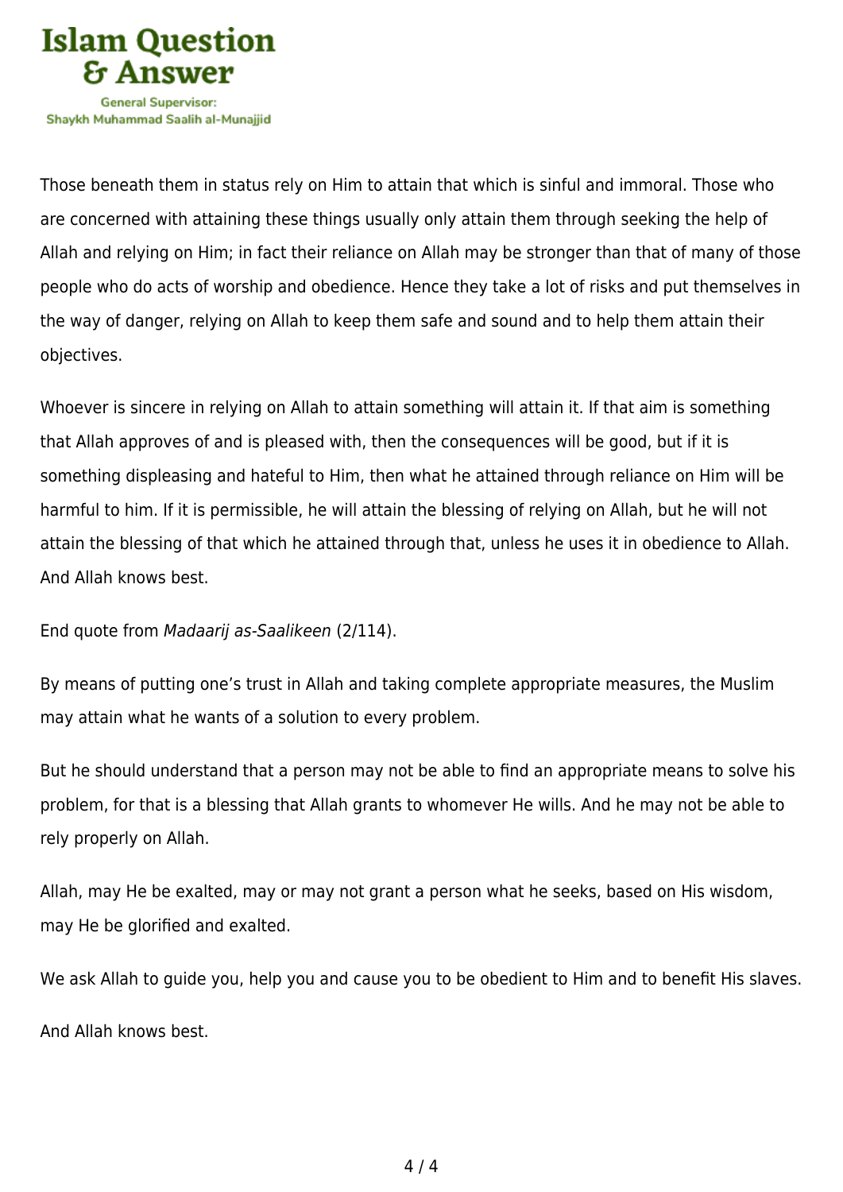Those beneath them in status rely on Him to attain that which is sinful and immoral. Those who are concerned with attaining these things usually only attain them through seeking the help of Allah and relying on Him; in fact their reliance on Allah may be stronger than that of many of those people who do acts of worship and obedience. Hence they take a lot of risks and put themselves in the way of danger, relying on Allah to keep them safe and sound and to help them attain their objectives.

Whoever is sincere in relying on Allah to attain something will attain it. If that aim is something that Allah approves of and is pleased with, then the consequences will be good, but if it is something displeasing and hateful to Him, then what he attained through reliance on Him will be harmful to him. If it is permissible, he will attain the blessing of relying on Allah, but he will not attain the blessing of that which he attained through that, unless he uses it in obedience to Allah. And Allah knows best.

End quote from *Madaarij as-Saalikeen* (2/114).

By means of putting one's trust in Allah and taking complete appropriate measures, the Muslim may attain what he wants of a solution to every problem.

But he should understand that a person may not be able to find an appropriate means to solve his problem, for that is a blessing that Allah grants to whomever He wills. And he may not be able to rely properly on Allah.

Allah, may He be exalted, may or may not grant a person what he seeks, based on His wisdom, may He be glorified and exalted.

We ask Allah to guide you, help you and cause you to be obedient to Him and to benefit His slaves.

And Allah knows best.